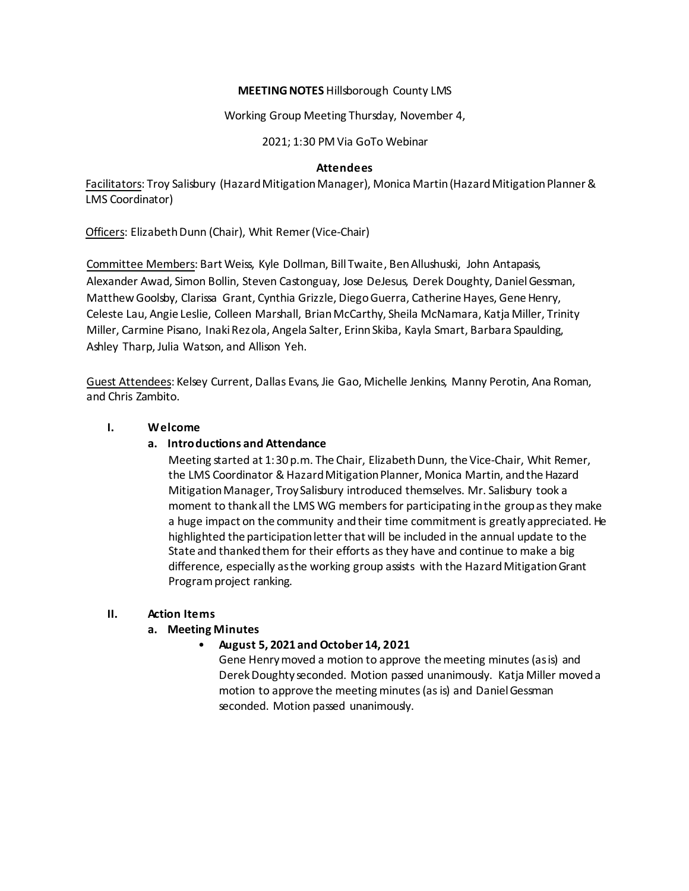**MEETING NOTES** Hillsborough County LMS

Working Group Meeting Thursday, November 4,

2021; 1:30 PM Via GoTo Webinar

**Attendees**

Facilitators: Troy Salisbury (Hazard Mitigation Manager), Monica Martin (Hazard Mitigation Planner & LMS Coordinator)

Officers: Elizabeth Dunn (Chair), Whit Remer (Vice-Chair)

Committee Members: Bart Weiss, Kyle Dollman, Bill Twaite, Ben Allushuski, John Antapasis, Alexander Awad, Simon Bollin, Steven Castonguay, Jose DeJesus, Derek Doughty, Daniel Gessman, Matthew Goolsby, Clarissa Grant, Cynthia Grizzle, Diego Guerra, Catherine Hayes, Gene Henry, Celeste Lau, Angie Leslie, Colleen Marshall, Brian McCarthy, Sheila McNamara, Katja Miller, Trinity Miller, Carmine Pisano, Inaki Rezola, Angela Salter, Erinn Skiba, Kayla Smart, Barbara Spaulding, Ashley Tharp, Julia Watson, and Allison Yeh.

Guest Attendees: Kelsey Current, Dallas Evans, Jie Gao, Michelle Jenkins, Manny Perotin, Ana Roman, and Chris Zambito.

## I. Welcome

### a. Introductions and Attendance

Meeting started at 1:30 p.m. The Chair, Elizabeth Dunn, the Vice-Chair, Whit Remer, the LMS Coordinator & Hazard Mitigation Planner, Monica Martin, and the Hazard Mitigation Manager, Troy Salisbury introduced themselves. Mr. Salisbury took a moment to thank all the LMS WG members for participating in the group as they make a huge impact on the community and their time commitment is greatly appreciated. He highlighted the participation letter that will be included in the annual update to the State and thanked them for their efforts as they have and continue to make a big difference, especially as the working group assists with the Hazard Mitigation Grant Program project ranking.

## II. Action Items

### a. Meeting Minutes

- **August 5, 2021 and October 14, 2021**

  Gene Henry moved a motion to approve the meeting minutes (as is) and Derek Doughty seconded. Motion passed unanimously. Katja Miller moved a motion to approve the meeting minutes (as is) and Daniel Gessman seconded. Motion passed unanimously.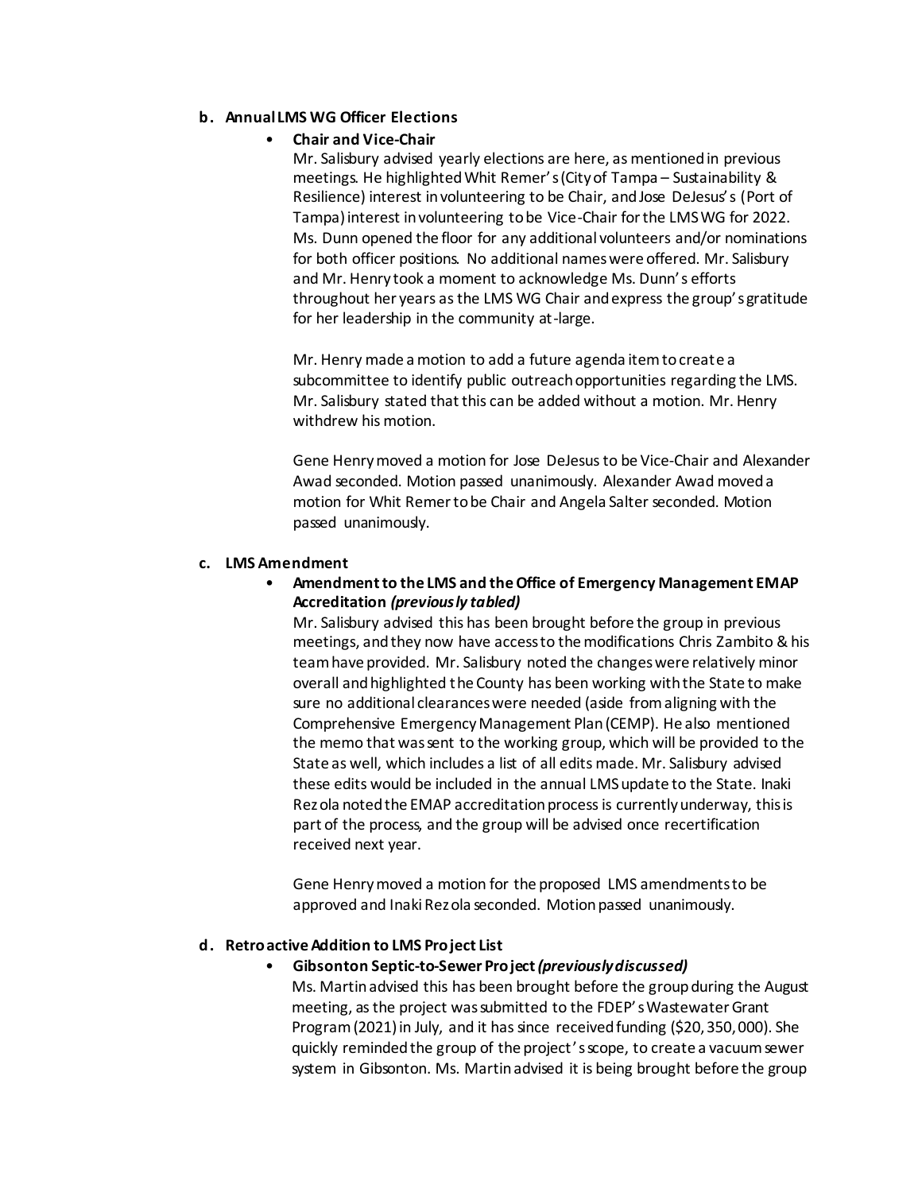**b. Annual LMS WG Officer Elections**

- **Chair and Vice-Chair**

  Mr. Salisbury advised yearly elections are here, as mentioned in previous meetings. He highlighted Whit Remer's (City of Tampa – Sustainability & Resilience) interest in volunteering to be Chair, and Jose DeJesus's (Port of Tampa) interest in volunteering to be Vice-Chair for the LMS WG for 2022. Ms. Dunn opened the floor for any additional volunteers and/or nominations for both officer positions. No additional names were offered. Mr. Salisbury and Mr. Henry took a moment to acknowledge Ms. Dunn's efforts throughout her years as the LMS WG Chair and express the group's gratitude for her leadership in the community at-large.

  Mr. Henry made a motion to add a future agenda item to create a subcommittee to identify public outreach opportunities regarding the LMS. Mr. Salisbury stated that this can be added without a motion. Mr. Henry withdrew his motion.

  Gene Henry moved a motion for Jose DeJesus to be Vice-Chair and Alexander Awad seconded. Motion passed unanimously. Alexander Awad moved a motion for Whit Remer to be Chair and Angela Salter seconded. Motion passed unanimously.

**c. LMS Amendment**

- **Amendment to the LMS and the Office of Emergency Management EMAP Accreditation *(previously tabled)***

  Mr. Salisbury advised this has been brought before the group in previous meetings, and they now have access to the modifications Chris Zambito & his team have provided. Mr. Salisbury noted the changes were relatively minor overall and highlighted the County has been working with the State to make sure no additional clearances were needed (aside from aligning with the Comprehensive Emergency Management Plan (CEMP). He also mentioned the memo that was sent to the working group, which will be provided to the State as well, which includes a list of all edits made. Mr. Salisbury advised these edits would be included in the annual LMS update to the State. Inaki Rezola noted the EMAP accreditation process is currently underway, this is part of the process, and the group will be advised once recertification received next year.

  Gene Henry moved a motion for the proposed LMS amendments to be approved and Inaki Rezola seconded. Motion passed unanimously.

**d. Retroactive Addition to LMS Project List**

- **Gibsonton Septic-to-Sewer Project *(previously discussed)***

  Ms. Martin advised this has been brought before the group during the August meeting, as the project was submitted to the FDEP's Wastewater Grant Program (2021) in July, and it has since received funding ($20,350,000). She quickly reminded the group of the project's scope, to create a vacuum sewer system in Gibsonton. Ms. Martin advised it is being brought before the group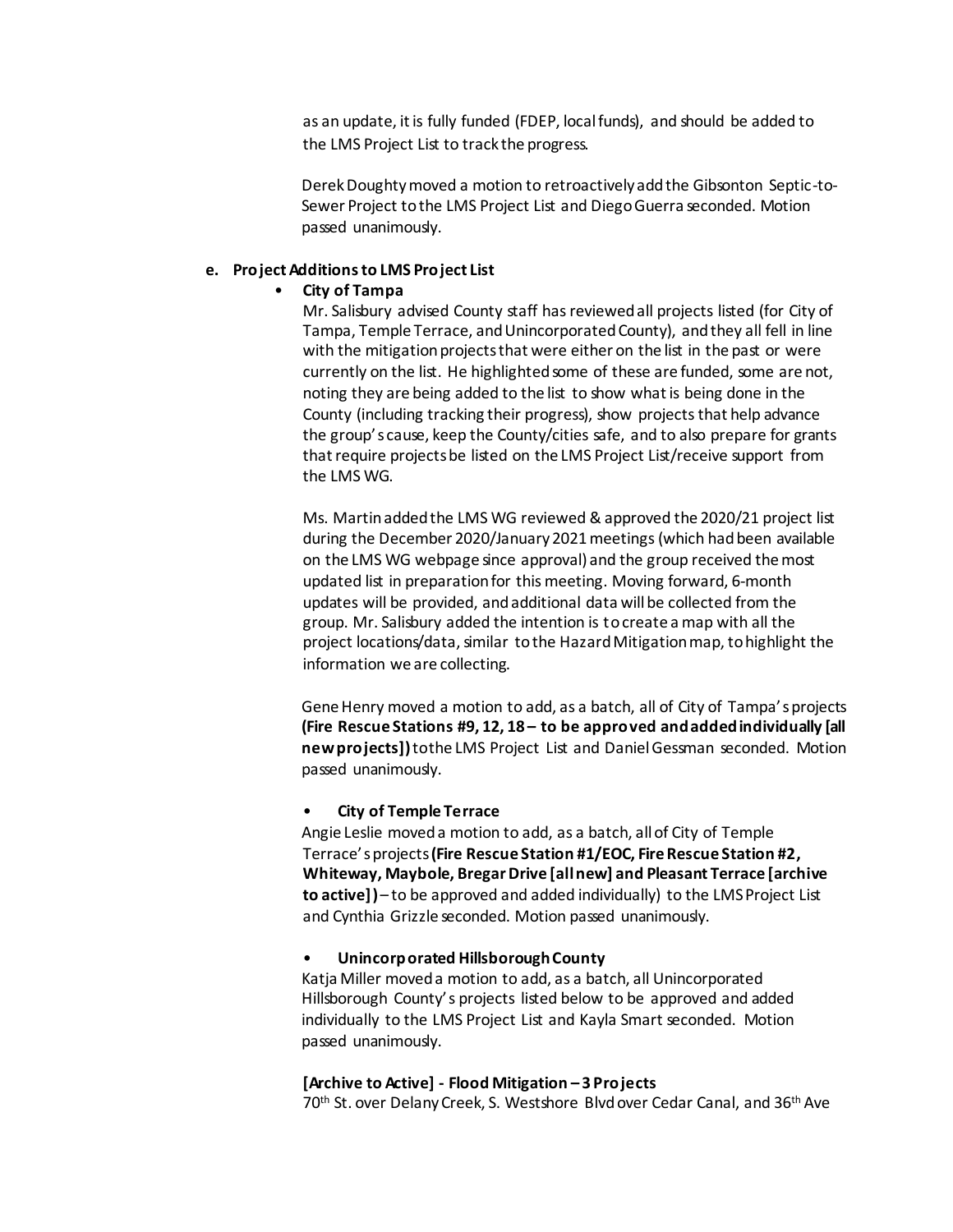as an update, it is fully funded (FDEP, local funds), and should be added to the LMS Project List to track the progress.

Derek Doughty moved a motion to retroactively add the Gibsonton Septic-to-Sewer Project to the LMS Project List and Diego Guerra seconded. Motion passed unanimously.

**e. Project Additions to LMS Project List**

- **City of Tampa**

  Mr. Salisbury advised County staff has reviewed all projects listed (for City of Tampa, Temple Terrace, and Unincorporated County), and they all fell in line with the mitigation projects that were either on the list in the past or were currently on the list. He highlighted some of these are funded, some are not, noting they are being added to the list to show what is being done in the County (including tracking their progress), show projects that help advance the group's cause, keep the County/cities safe, and to also prepare for grants that require projects be listed on the LMS Project List/receive support from the LMS WG.

  Ms. Martin added the LMS WG reviewed & approved the 2020/21 project list during the December 2020/January 2021 meetings (which had been available on the LMS WG webpage since approval) and the group received the most updated list in preparation for this meeting. Moving forward, 6-month updates will be provided, and additional data will be collected from the group. Mr. Salisbury added the intention is to create a map with all the project locations/data, similar to the Hazard Mitigation map, to highlight the information we are collecting.

  Gene Henry moved a motion to add, as a batch, all of City of Tampa's projects **(Fire Rescue Stations #9, 12, 18 – to be approved and added individually [all new projects])** to the LMS Project List and Daniel Gessman seconded. Motion passed unanimously.

- **City of Temple Terrace**

  Angie Leslie moved a motion to add, as a batch, all of City of Temple Terrace's projects **(Fire Rescue Station #1/EOC, Fire Rescue Station #2, Whiteway, Maybole, Bregar Drive [all new] and Pleasant Terrace [archive to active])** – to be approved and added individually) to the LMS Project List and Cynthia Grizzle seconded. Motion passed unanimously.

- **Unincorporated Hillsborough County**

  Katja Miller moved a motion to add, as a batch, all Unincorporated Hillsborough County's projects listed below to be approved and added individually to the LMS Project List and Kayla Smart seconded. Motion passed unanimously.

  **[Archive to Active] - Flood Mitigation – 3 Projects**

  70th St. over Delany Creek, S. Westshore Blvd over Cedar Canal, and 36th Ave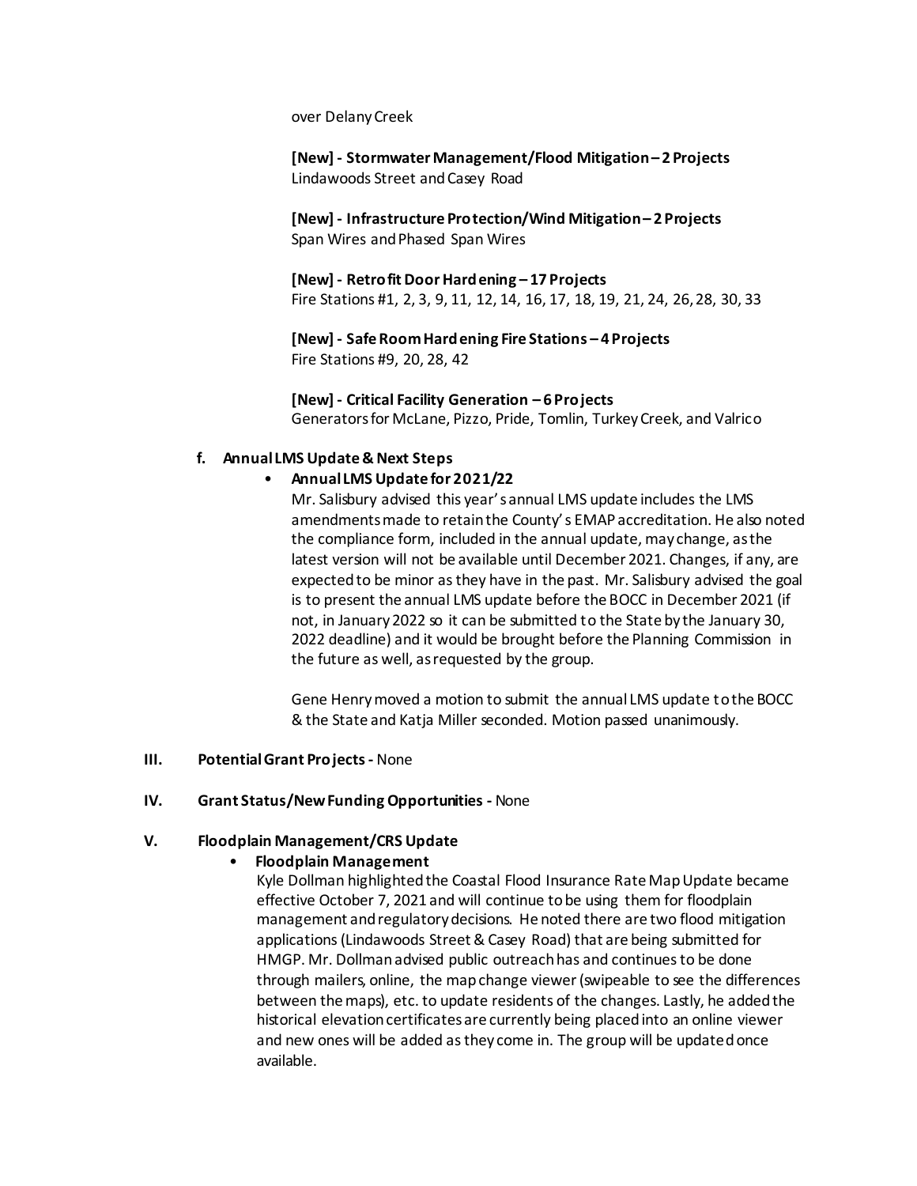over Delany Creek

**[New] - Stormwater Management/Flood Mitigation – 2 Projects**
Lindawoods Street and Casey Road

**[New] - Infrastructure Protection/Wind Mitigation – 2 Projects**
Span Wires and Phased Span Wires

**[New] - Retrofit Door Hardening – 17 Projects**
Fire Stations #1, 2, 3, 9, 11, 12, 14, 16, 17, 18, 19, 21, 24, 26, 28, 30, 33

**[New] - Safe Room Hardening Fire Stations – 4 Projects**
Fire Stations #9, 20, 28, 42

**[New] - Critical Facility Generation – 6 Projects**
Generators for McLane, Pizzo, Pride, Tomlin, Turkey Creek, and Valrico

**f. Annual LMS Update & Next Steps**

- **Annual LMS Update for 2021/22**

  Mr. Salisbury advised this year's annual LMS update includes the LMS amendments made to retain the County's EMAP accreditation. He also noted the compliance form, included in the annual update, may change, as the latest version will not be available until December 2021. Changes, if any, are expected to be minor as they have in the past. Mr. Salisbury advised the goal is to present the annual LMS update before the BOCC in December 2021 (if not, in January 2022 so it can be submitted to the State by the January 30, 2022 deadline) and it would be brought before the Planning Commission in the future as well, as requested by the group.

  Gene Henry moved a motion to submit the annual LMS update to the BOCC & the State and Katja Miller seconded. Motion passed unanimously.

**III. Potential Grant Projects -** None

**IV. Grant Status/New Funding Opportunities -** None

**V. Floodplain Management/CRS Update**

- **Floodplain Management**

  Kyle Dollman highlighted the Coastal Flood Insurance Rate Map Update became effective October 7, 2021 and will continue to be using them for floodplain management and regulatory decisions. He noted there are two flood mitigation applications (Lindawoods Street & Casey Road) that are being submitted for HMGP. Mr. Dollman advised public outreach has and continues to be done through mailers, online, the map change viewer (swipeable to see the differences between the maps), etc. to update residents of the changes. Lastly, he added the historical elevation certificates are currently being placed into an online viewer and new ones will be added as they come in. The group will be updated once available.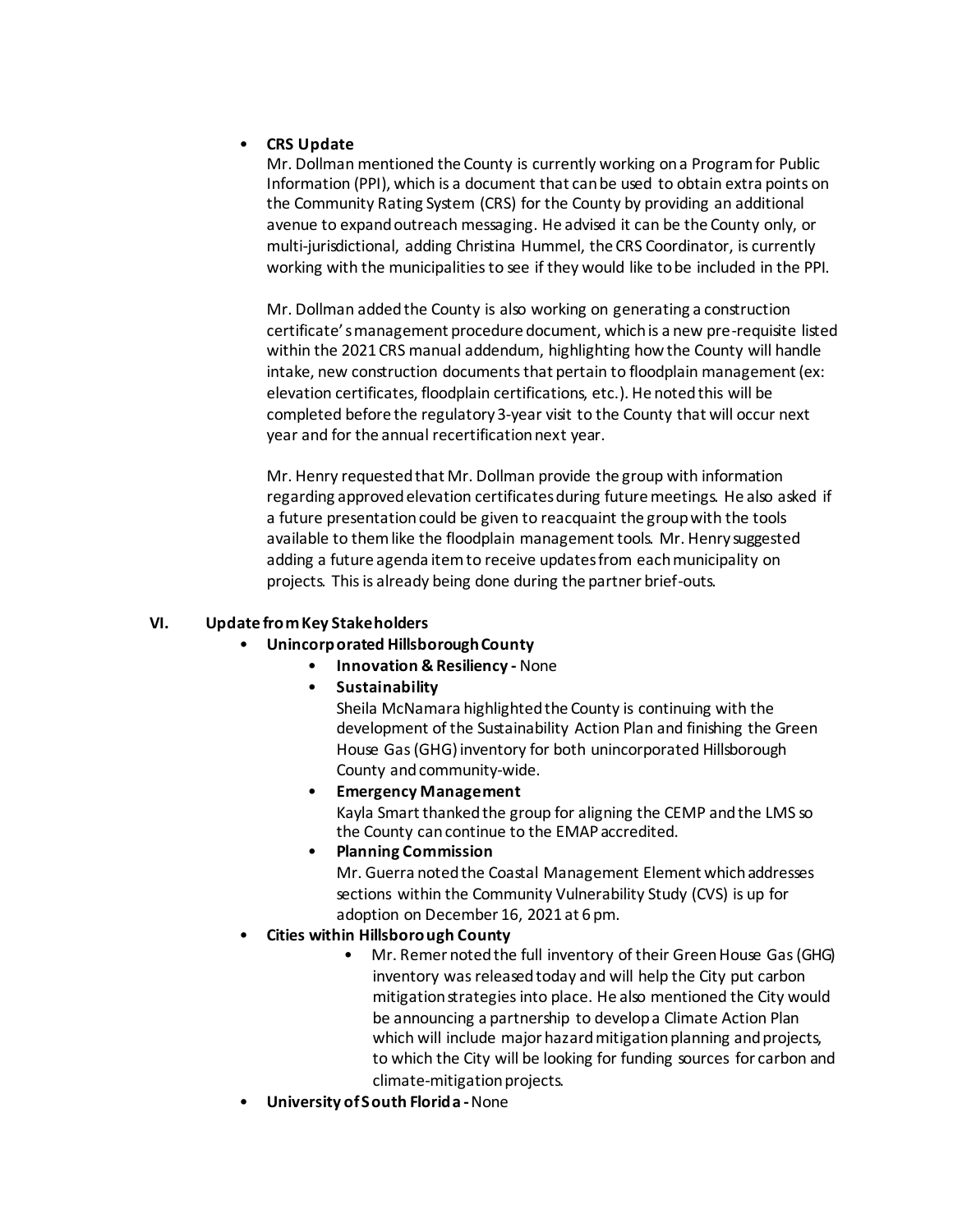- **CRS Update**

  Mr. Dollman mentioned the County is currently working on a Program for Public Information (PPI), which is a document that can be used to obtain extra points on the Community Rating System (CRS) for the County by providing an additional avenue to expand outreach messaging. He advised it can be the County only, or multi-jurisdictional, adding Christina Hummel, the CRS Coordinator, is currently working with the municipalities to see if they would like to be included in the PPI.

  Mr. Dollman added the County is also working on generating a construction certificate's management procedure document, which is a new pre-requisite listed within the 2021 CRS manual addendum, highlighting how the County will handle intake, new construction documents that pertain to floodplain management (ex: elevation certificates, floodplain certifications, etc.). He noted this will be completed before the regulatory 3-year visit to the County that will occur next year and for the annual recertification next year.

  Mr. Henry requested that Mr. Dollman provide the group with information regarding approved elevation certificates during future meetings. He also asked if a future presentation could be given to reacquaint the group with the tools available to them like the floodplain management tools. Mr. Henry suggested adding a future agenda item to receive updates from each municipality on projects. This is already being done during the partner brief-outs.

**VI. Update from Key Stakeholders**

- **Unincorporated Hillsborough County**
  - **Innovation & Resiliency -** None
  - **Sustainability**

    Sheila McNamara highlighted the County is continuing with the development of the Sustainability Action Plan and finishing the Green House Gas (GHG) inventory for both unincorporated Hillsborough County and community-wide.
  - **Emergency Management**

    Kayla Smart thanked the group for aligning the CEMP and the LMS so the County can continue to the EMAP accredited.
  - **Planning Commission**

    Mr. Guerra noted the Coastal Management Element which addresses sections within the Community Vulnerability Study (CVS) is up for adoption on December 16, 2021 at 6 pm.
- **Cities within Hillsborough County**
  - Mr. Remer noted the full inventory of their Green House Gas (GHG) inventory was released today and will help the City put carbon mitigation strategies into place. He also mentioned the City would be announcing a partnership to develop a Climate Action Plan which will include major hazard mitigation planning and projects, to which the City will be looking for funding sources for carbon and climate-mitigation projects.
- **University of South Florida -** None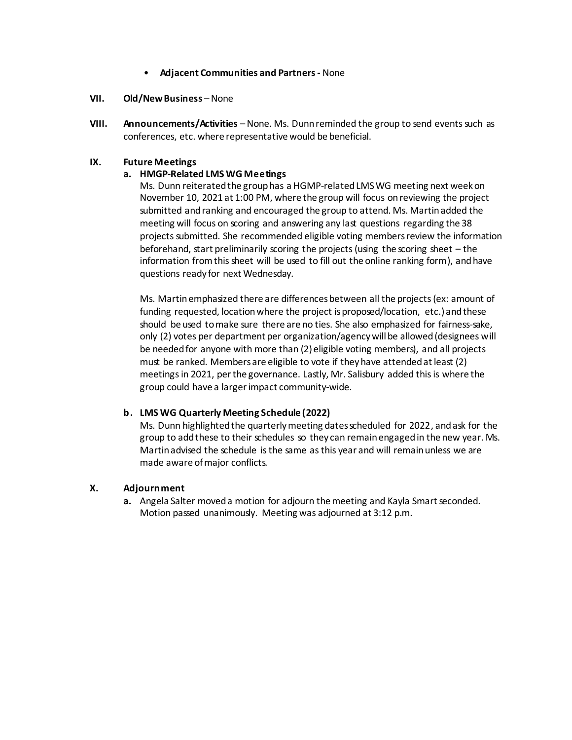- **Adjacent Communities and Partners -** None

**VII. Old/New Business** – None

**VIII. Announcements/Activities** – None. Ms. Dunn reminded the group to send events such as conferences, etc. where representative would be beneficial.

**IX. Future Meetings**

**a. HMGP-Related LMS WG Meetings**

Ms. Dunn reiterated the group has a HGMP-related LMS WG meeting next week on November 10, 2021 at 1:00 PM, where the group will focus on reviewing the project submitted and ranking and encouraged the group to attend. Ms. Martin added the meeting will focus on scoring and answering any last questions regarding the 38 projects submitted. She recommended eligible voting members review the information beforehand, start preliminarily scoring the projects (using the scoring sheet – the information from this sheet will be used to fill out the online ranking form), and have questions ready for next Wednesday.

Ms. Martin emphasized there are differences between all the projects (ex: amount of funding requested, location where the project is proposed/location, etc.) and these should be used to make sure there are no ties. She also emphasized for fairness-sake, only (2) votes per department per organization/agency will be allowed (designees will be needed for anyone with more than (2) eligible voting members), and all projects must be ranked. Members are eligible to vote if they have attended at least (2) meetings in 2021, per the governance. Lastly, Mr. Salisbury added this is where the group could have a larger impact community-wide.

**b. LMS WG Quarterly Meeting Schedule (2022)**

Ms. Dunn highlighted the quarterly meeting dates scheduled for 2022, and ask for the group to add these to their schedules so they can remain engaged in the new year. Ms. Martin advised the schedule is the same as this year and will remain unless we are made aware of major conflicts.

**X. Adjournment**

**a.** Angela Salter moved a motion for adjourn the meeting and Kayla Smart seconded. Motion passed unanimously. Meeting was adjourned at 3:12 p.m.